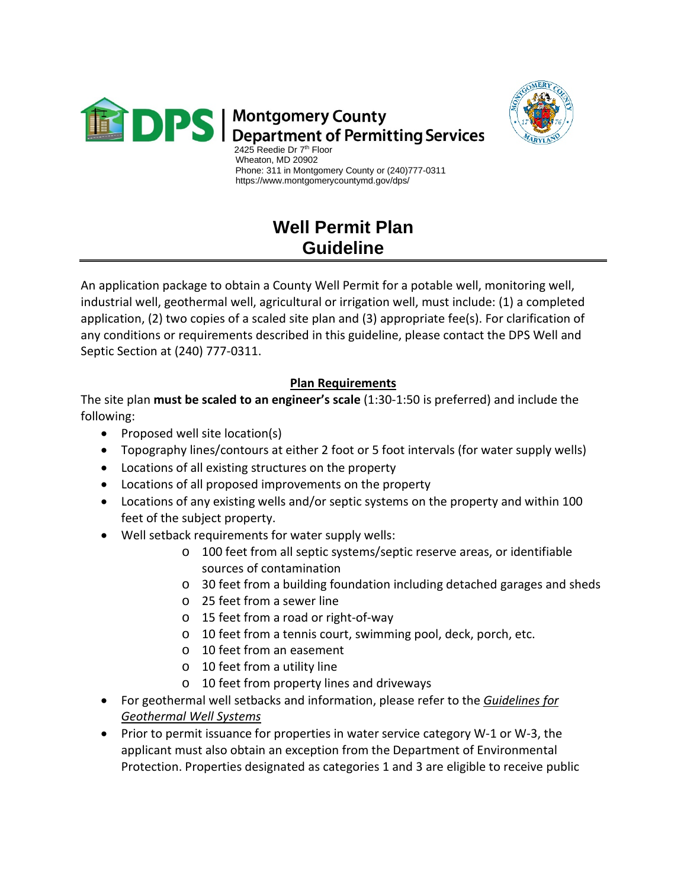# Montgomery County Department of Permitting Services

2425 Reedie Dr 7th Floor
Wheaton, MD 20902
Phone: 311 in Montgomery County or (240)777-0311
https://www.montgomerycountymd.gov/dps/

## Well Permit Plan Guideline

An application package to obtain a County Well Permit for a potable well, monitoring well, industrial well, geothermal well, agricultural or irrigation well, must include: (1) a completed application, (2) two copies of a scaled site plan and (3) appropriate fee(s). For clarification of any conditions or requirements described in this guideline, please contact the DPS Well and Septic Section at (240) 777-0311.

### Plan Requirements

The site plan **must be scaled to an engineer's scale** (1:30-1:50 is preferred) and include the following:

- Proposed well site location(s)
- Topography lines/contours at either 2 foot or 5 foot intervals (for water supply wells)
- Locations of all existing structures on the property
- Locations of all proposed improvements on the property
- Locations of any existing wells and/or septic systems on the property and within 100 feet of the subject property.
- Well setback requirements for water supply wells:
  - 100 feet from all septic systems/septic reserve areas, or identifiable sources of contamination
  - 30 feet from a building foundation including detached garages and sheds
  - 25 feet from a sewer line
  - 15 feet from a road or right-of-way
  - 10 feet from a tennis court, swimming pool, deck, porch, etc.
  - 10 feet from an easement
  - 10 feet from a utility line
  - 10 feet from property lines and driveways
- For geothermal well setbacks and information, please refer to the *Guidelines for Geothermal Well Systems*
- Prior to permit issuance for properties in water service category W-1 or W-3, the applicant must also obtain an exception from the Department of Environmental Protection. Properties designated as categories 1 and 3 are eligible to receive public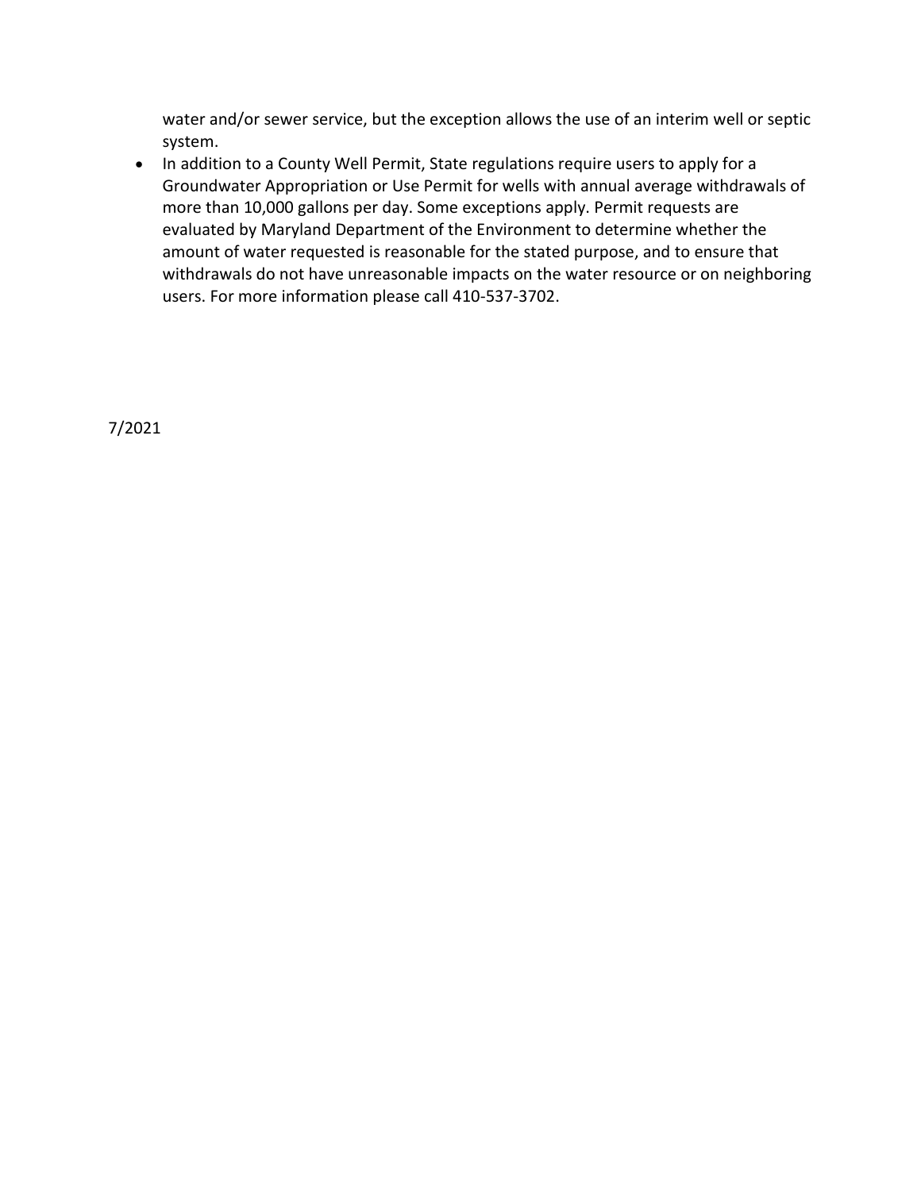water and/or sewer service, but the exception allows the use of an interim well or septic system.

- In addition to a County Well Permit, State regulations require users to apply for a Groundwater Appropriation or Use Permit for wells with annual average withdrawals of more than 10,000 gallons per day. Some exceptions apply. Permit requests are evaluated by Maryland Department of the Environment to determine whether the amount of water requested is reasonable for the stated purpose, and to ensure that withdrawals do not have unreasonable impacts on the water resource or on neighboring users. For more information please call 410-537-3702.

7/2021